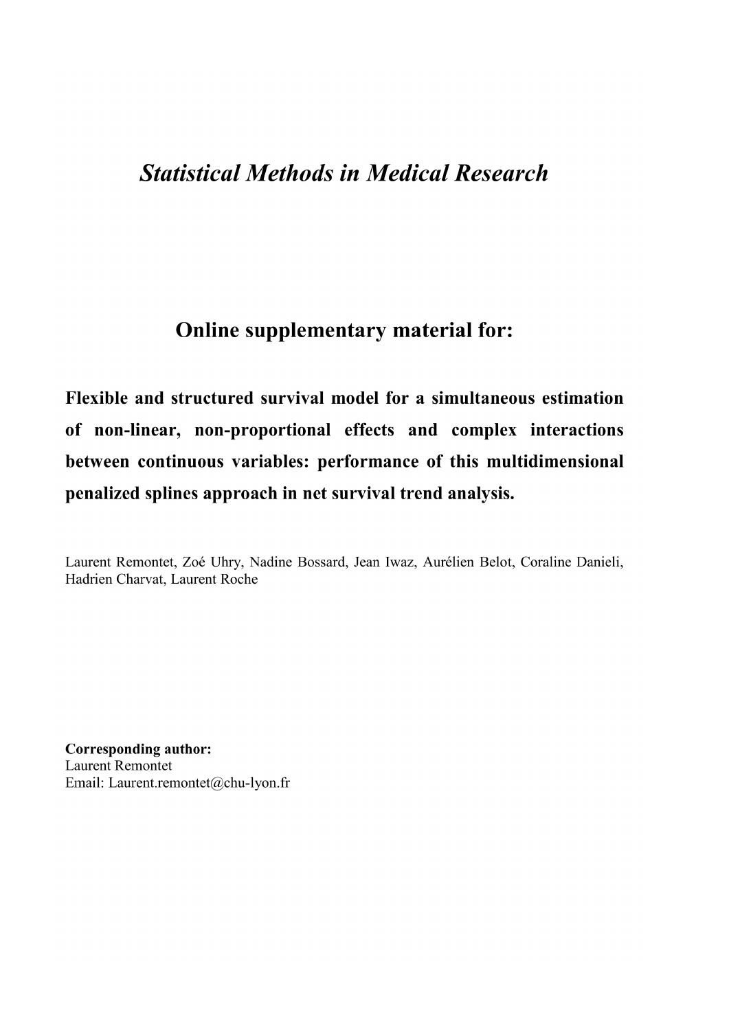# *Statistical Methods in Medical Research*

## Online supplementary material for:

**Flexible and structured survival model for a simultaneous estimation of non-linear, non-proportional effects and complex interactions between continuous variables: performance of this multidimensional penalized splines approach in net survival trend analysis.**

Laurent Remontet, Zoé Uhry, Nadine Bossard, Jean Iwaz, Aurélien Belot, Coraline Danieli, Hadrien Charvat, Laurent Roche

**Corresponding author:**
Laurent Remontet
Email: Laurent.remontet@chu-lyon.fr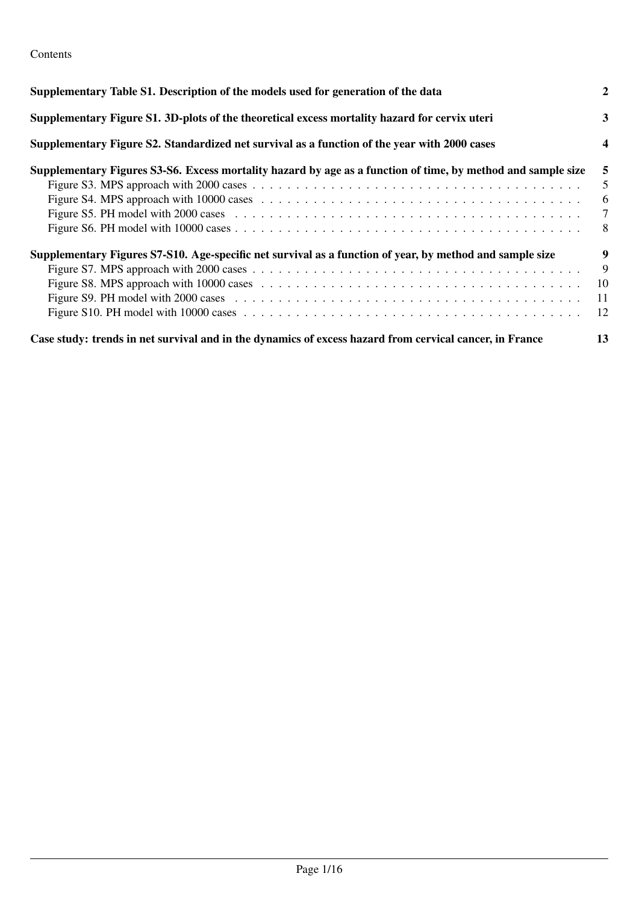Contents

**Supplementary Table S1. Description of the models used for generation of the data** 2

**Supplementary Figure S1. 3D-plots of the theoretical excess mortality hazard for cervix uteri** 3

**Supplementary Figure S2. Standardized net survival as a function of the year with 2000 cases** 4

**Supplementary Figures S3-S6. Excess mortality hazard by age as a function of time, by method and sample size** 5

- Figure S3. MPS approach with 2000 cases . . . . . . . . . . . . . . . . . . . . . . . . . . . . . . . . . . . . . . . 5
- Figure S4. MPS approach with 10000 cases . . . . . . . . . . . . . . . . . . . . . . . . . . . . . . . . . . . . . . 6
- Figure S5. PH model with 2000 cases . . . . . . . . . . . . . . . . . . . . . . . . . . . . . . . . . . . . . . . . . 7
- Figure S6. PH model with 10000 cases . . . . . . . . . . . . . . . . . . . . . . . . . . . . . . . . . . . . . . . . 8

**Supplementary Figures S7-S10. Age-specific net survival as a function of year, by method and sample size** 9

- Figure S7. MPS approach with 2000 cases . . . . . . . . . . . . . . . . . . . . . . . . . . . . . . . . . . . . . . . 9
- Figure S8. MPS approach with 10000 cases . . . . . . . . . . . . . . . . . . . . . . . . . . . . . . . . . . . . . . 10
- Figure S9. PH model with 2000 cases . . . . . . . . . . . . . . . . . . . . . . . . . . . . . . . . . . . . . . . . . 11
- Figure S10. PH model with 10000 cases . . . . . . . . . . . . . . . . . . . . . . . . . . . . . . . . . . . . . . . 12

**Case study: trends in net survival and in the dynamics of excess hazard from cervical cancer, in France** 13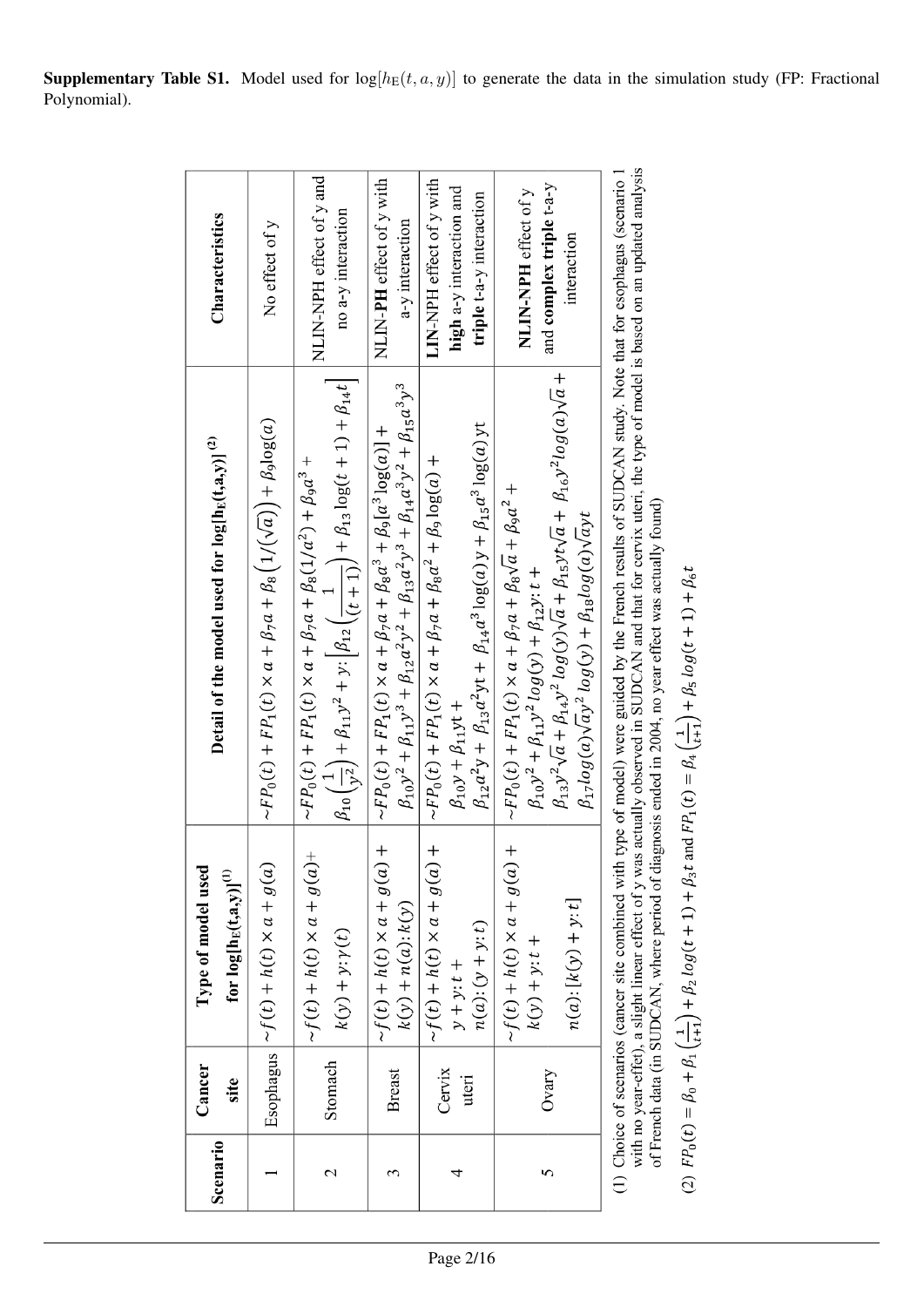**Supplementary Table S1.** Model used for $\log[h_E(t,a,y)]$ to generate the data in the simulation study (FP: Fractional Polynomial).

| Scenario | Cancer site | Type of model used for $\log[h_E(t,a,y)]$ [(1)] | Detail of the model used for $\log[h_E(t,a,y)]$ [(2)] | Characteristics |
|---|---|---|---|---|
| 1 | Esophagus | $\sim f(t) + h(t) \times a + g(a)$ | $\sim FP_0(t) + FP_1(t) \times a + \beta_7 a + \beta_8\left(1/(\sqrt{a})\right) + \beta_9 \log(a)$ | No effect of y |
| 2 | Stomach | $\sim f(t) + h(t) \times a + g(a) + k(y) + y{:}\gamma(t)$ | $\sim FP_0(t) + FP_1(t) \times a + \beta_7 a + \beta_8(1/a^2) + \beta_9 a^3 + \beta_{10}\left(\frac{1}{y^2}\right) + \beta_{11} y^2 + y{:}\left[\beta_{12}\left(\frac{1}{(t+1)}\right) + \beta_{13}\log(t+1) + \beta_{14} t\right]$ | NLIN-NPH effect of y and no a-y interaction |
| 3 | Breast | $\sim f(t) + h(t) \times a + g(a) + k(y) + n(a){:}k(y)$ | $\sim FP_0(t) + FP_1(t) \times a + \beta_7 a + \beta_8 a^3 + \beta_9[a^3 \log(a)] + \beta_{10} y^2 + \beta_{11} y^3 + \beta_{12} a^2 y^2 + \beta_{13} a^2 y^3 + \beta_{14} a^3 y^2 + \beta_{15} a^3 y^3$ | NLIN-**PH** effect of y with a-y interaction |
| 4 | Cervix uteri | $\sim f(t) + h(t) \times a + g(a) + y + y{:}t + n(a){:}(y + y{:}t)$ | $\sim FP_0(t) + FP_1(t) \times a + \beta_7 a + \beta_8 a^2 + \beta_9 \log(a) + \beta_{10} y + \beta_{11} yt + \beta_{12} a^2 y + \beta_{13} a^2 yt + \beta_{14} a^3 \log(a) y + \beta_{15} a^3 \log(a) yt$ | LIN-NPH effect of y with **high** a-y interaction and **triple** t-a-y interaction |
| 5 | Ovary | $\sim f(t) + h(t) \times a + g(a) + k(y) + y{:}t + n(a){:}[k(y) + y{:}t]$ | $\sim FP_0(t) + FP_1(t) \times a + \beta_7 a + \beta_8\sqrt{a} + \beta_9 a^2 + \beta_{10} y^2 + \beta_{11} y^2 \log(y) + \beta_{12} y{:}t + \beta_{13} y^2\sqrt{a} + \beta_{14} y^2 \log(y)\sqrt{a} + \beta_{15} yt\sqrt{a} + \beta_{16} y^2 \log(a)\sqrt{a} + \beta_{17} \log(a)\sqrt{a} y^2 \log(y) + \beta_{18} \log(a)\sqrt{a} yt$ | **NLIN-NPH** effect of y and **complex triple** t-a-y interaction |

(1) Choice of scenarios (cancer site combined with type of model) were guided by the French results of SUDCAN study. Note that for esophagus (scenario 1 with no year-effet), a slight linear effect of y was actually observed in SUDCAN and that for cervix uteri, the type of model is based on an updated analysis of French data (in SUDCAN, where period of diagnosis ended in 2004, no year effect was actually found)

(2) $FP_0(t) = \beta_0 + \beta_1\left(\frac{1}{t+1}\right) + \beta_2 \log(t+1) + \beta_3 t$ and $FP_1(t) = \beta_4\left(\frac{1}{t+1}\right) + \beta_5 \log(t+1) + \beta_6 t$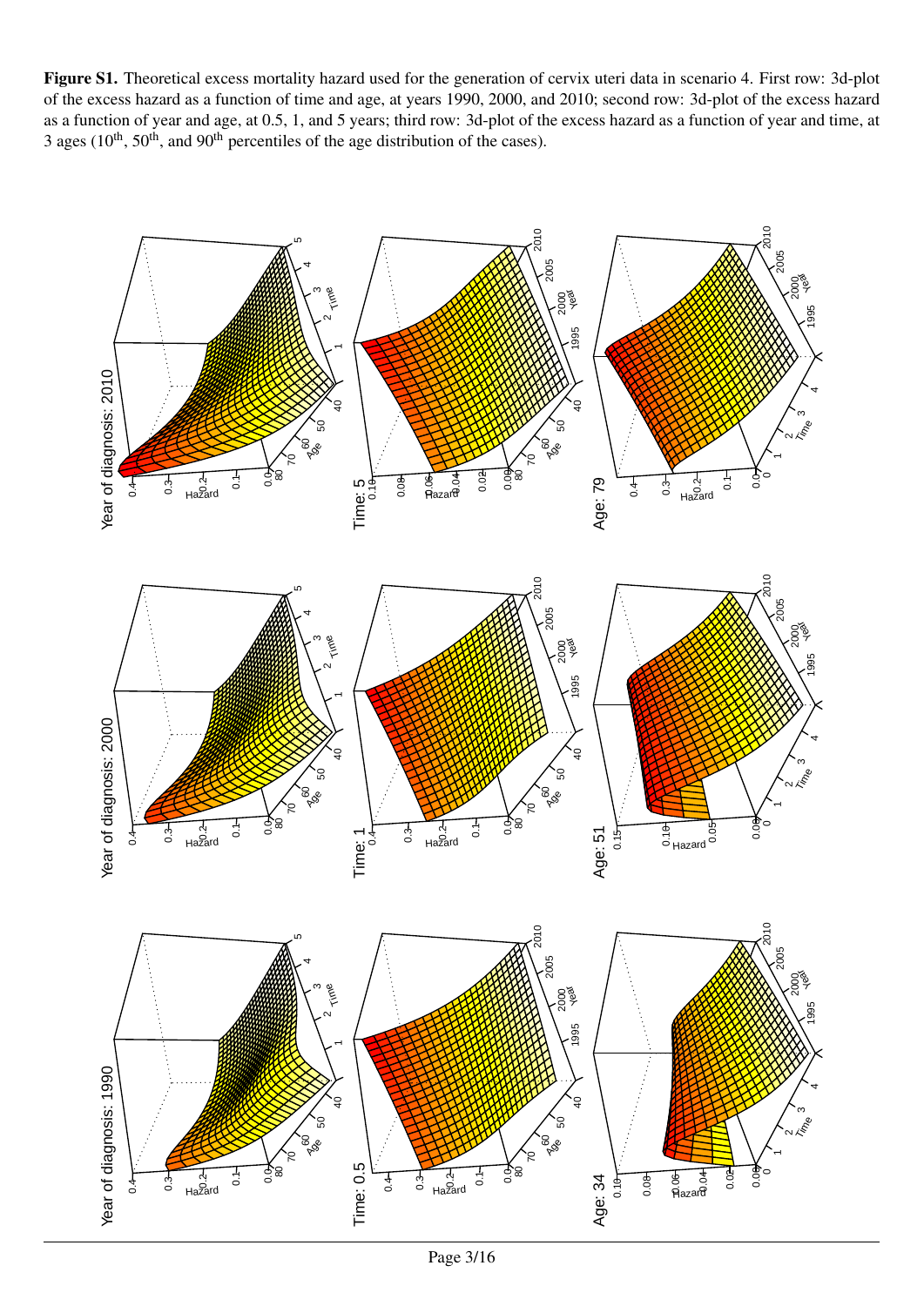**Figure S1.** Theoretical excess mortality hazard used for the generation of cervix uteri data in scenario 4. First row: 3d-plot of the excess hazard as a function of time and age, at years 1990, 2000, and 2010; second row: 3d-plot of the excess hazard as a function of year and age, at 0.5, 1, and 5 years; third row: 3d-plot of the excess hazard as a function of year and time, at 3 ages (10$^{th}$, 50$^{th}$, and 90$^{th}$ percentiles of the age distribution of the cases).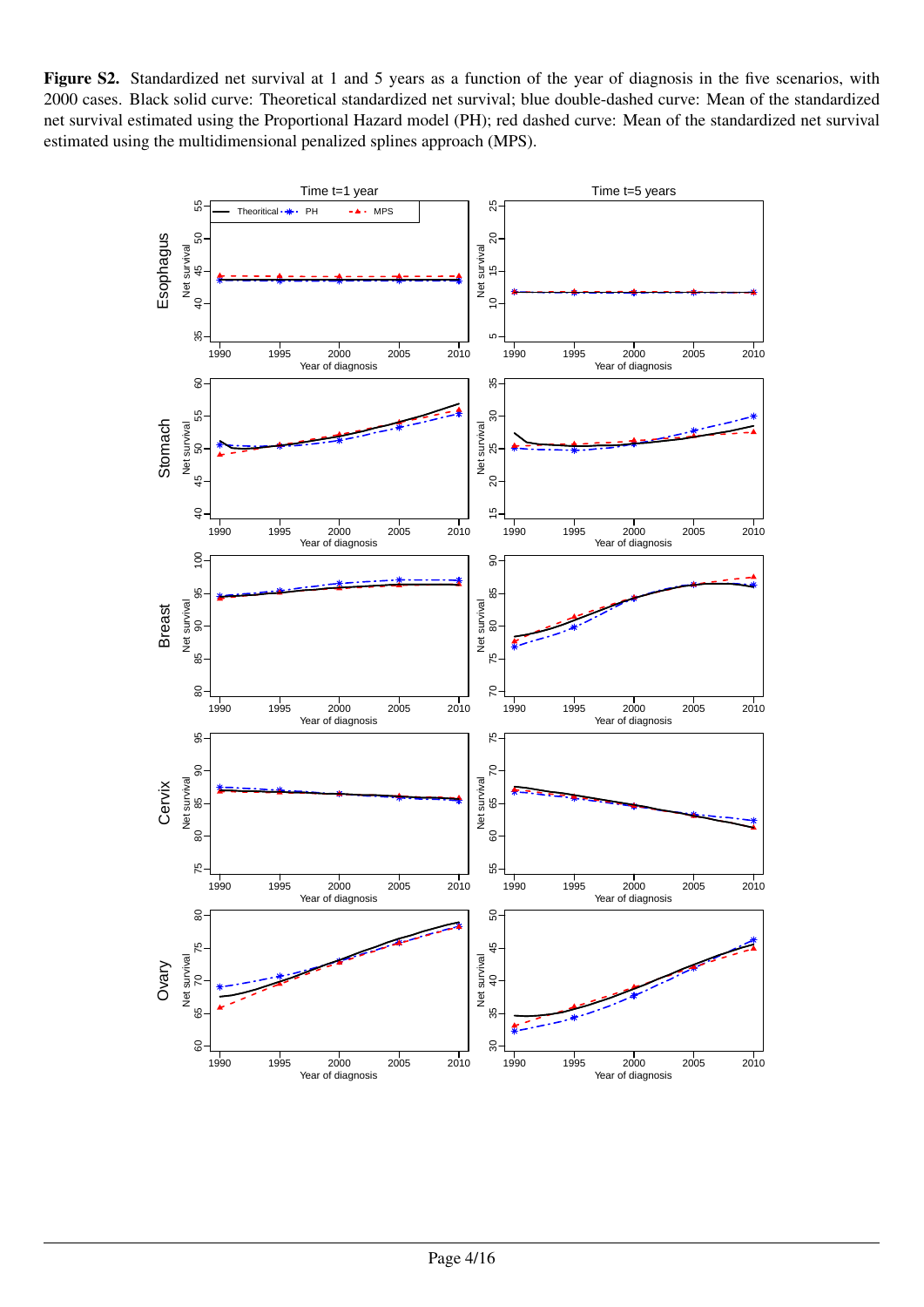**Figure S2.** Standardized net survival at 1 and 5 years as a function of the year of diagnosis in the five scenarios, with 2000 cases. Black solid curve: Theoretical standardized net survival; blue double-dashed curve: Mean of the standardized net survival estimated using the Proportional Hazard model (PH); red dashed curve: Mean of the standardized net survival estimated using the multidimensional penalized splines approach (MPS).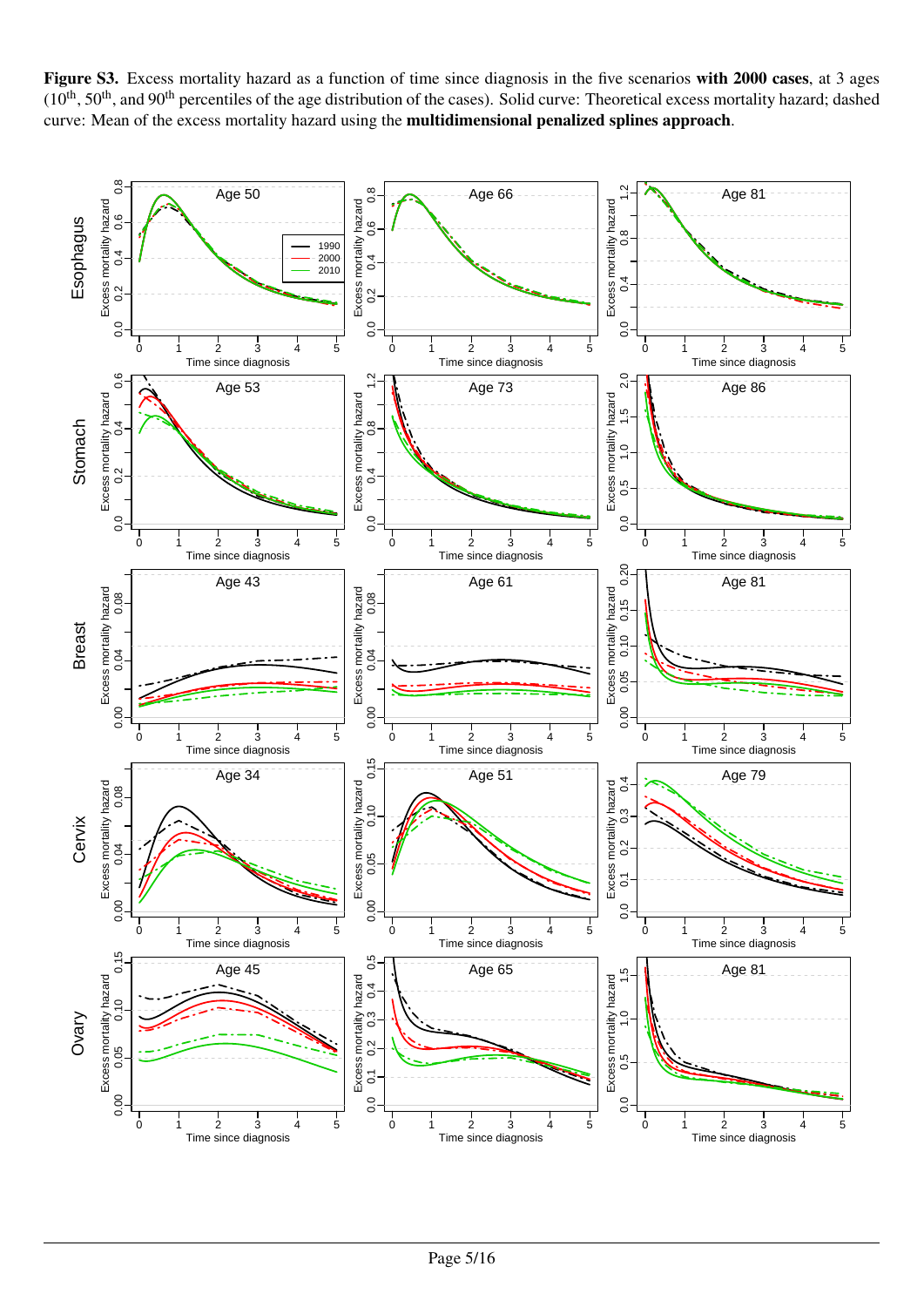**Figure S3.** Excess mortality hazard as a function of time since diagnosis in the five scenarios **with 2000 cases**, at 3 ages ($10^{th}$, $50^{th}$, and $90^{th}$ percentiles of the age distribution of the cases). Solid curve: Theoretical excess mortality hazard; dashed curve: Mean of the excess mortality hazard using the **multidimensional penalized splines approach**.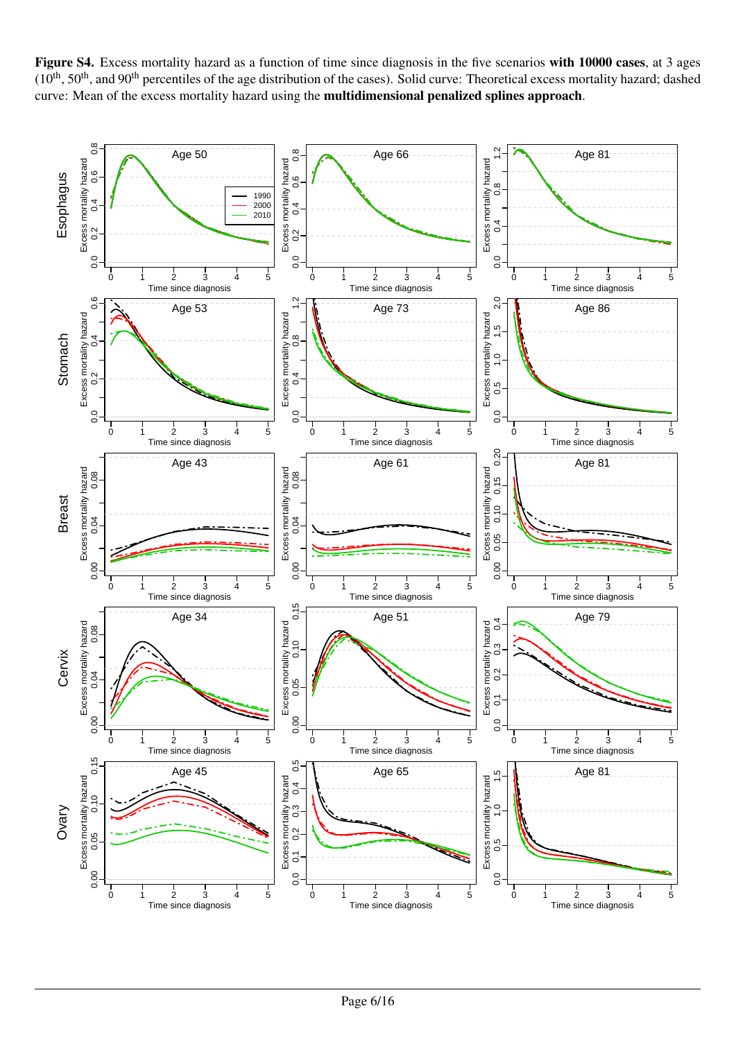**Figure S4.** Excess mortality hazard as a function of time since diagnosis in the five scenarios **with 10000 cases**, at 3 ages ($10^{\text{th}}$, $50^{\text{th}}$, and $90^{\text{th}}$ percentiles of the age distribution of the cases). Solid curve: Theoretical excess mortality hazard; dashed curve: Mean of the excess mortality hazard using the **multidimensional penalized splines approach**.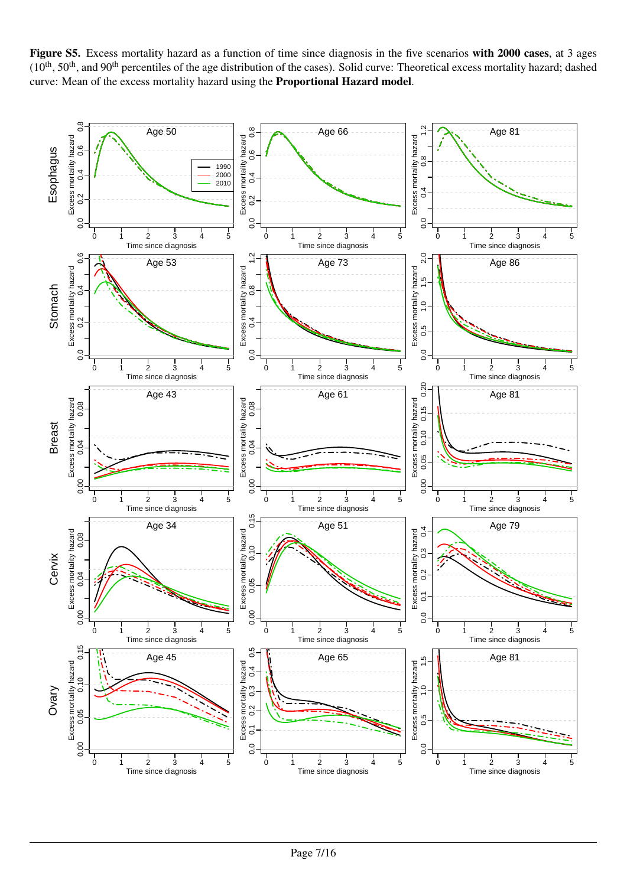**Figure S5.** Excess mortality hazard as a function of time since diagnosis in the five scenarios **with 2000 cases**, at 3 ages ($10^{\text{th}}$, $50^{\text{th}}$, and $90^{\text{th}}$ percentiles of the age distribution of the cases). Solid curve: Theoretical excess mortality hazard; dashed curve: Mean of the excess mortality hazard using the **Proportional Hazard model**.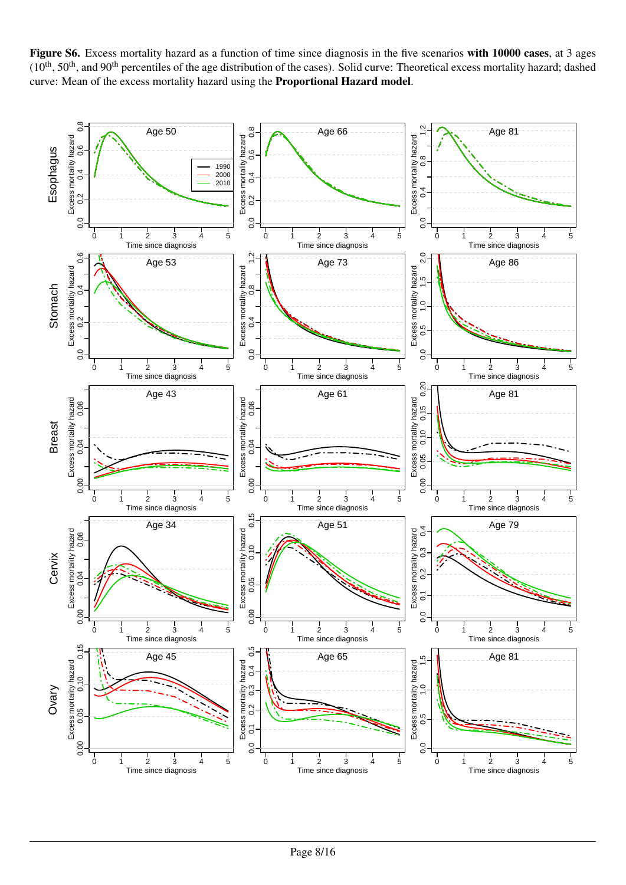**Figure S6.** Excess mortality hazard as a function of time since diagnosis in the five scenarios **with 10000 cases**, at 3 ages (10th, 50th, and 90th percentiles of the age distribution of the cases). Solid curve: Theoretical excess mortality hazard; dashed curve: Mean of the excess mortality hazard using the **Proportional Hazard model**.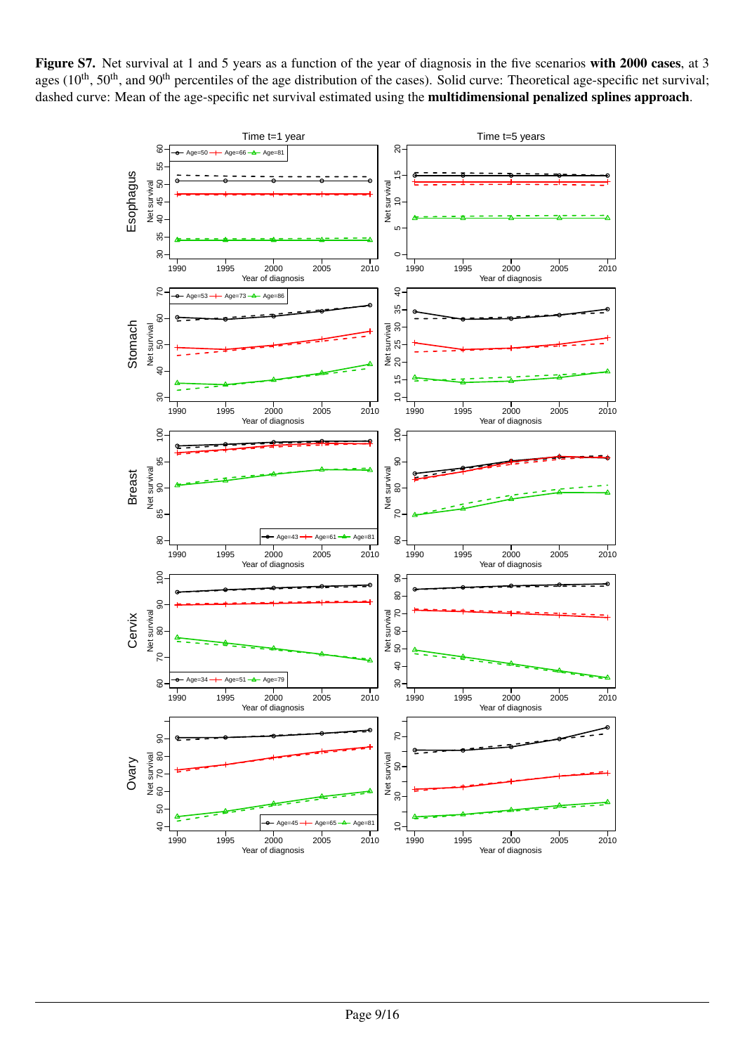**Figure S7.** Net survival at 1 and 5 years as a function of the year of diagnosis in the five scenarios **with 2000 cases**, at 3 ages (10[th], 50[th], and 90[th] percentiles of the age distribution of the cases). Solid curve: Theoretical age-specific net survival; dashed curve: Mean of the age-specific net survival estimated using the **multidimensional penalized splines approach**.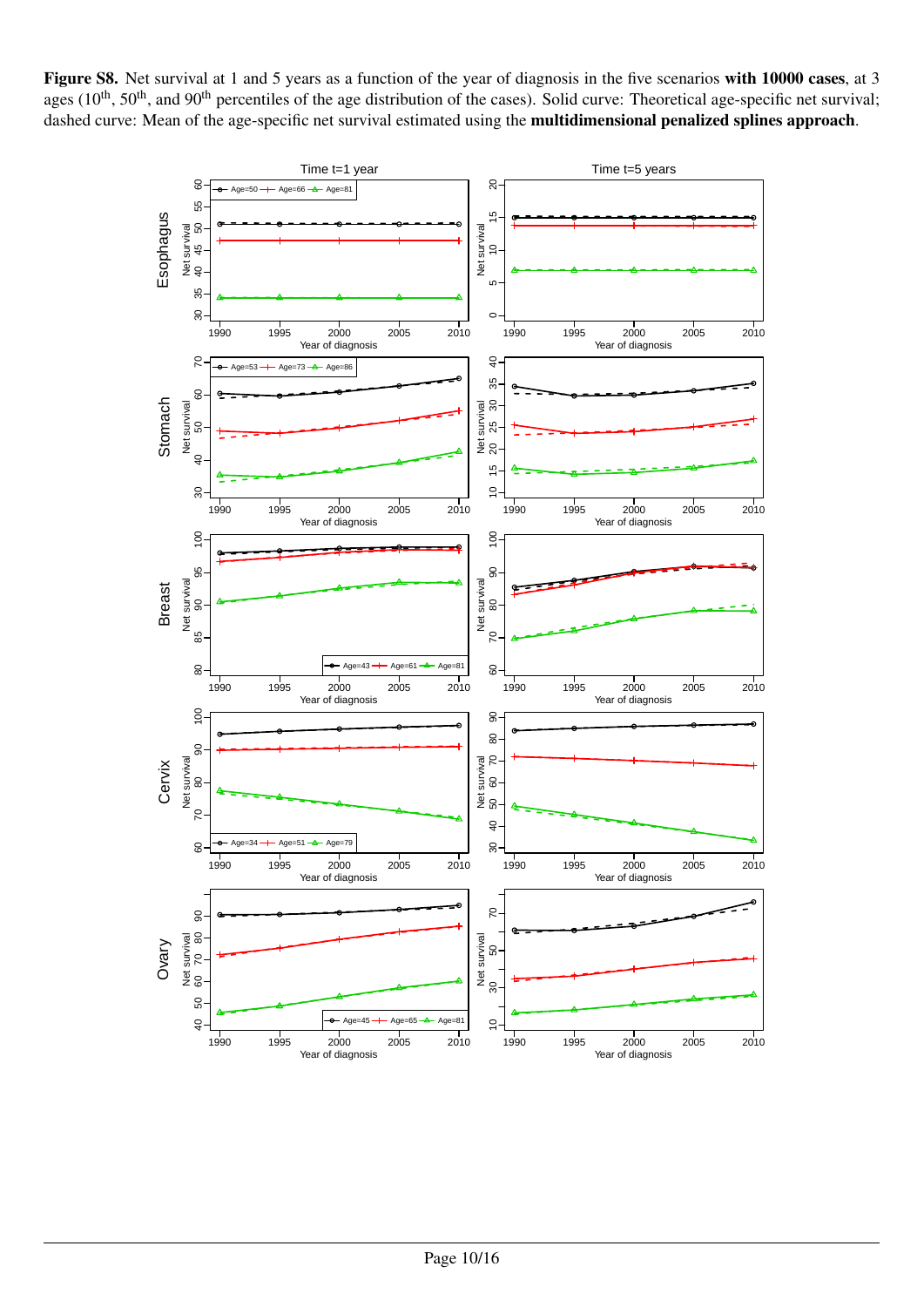**Figure S8.** Net survival at 1 and 5 years as a function of the year of diagnosis in the five scenarios **with 10000 cases**, at 3 ages (10$^{th}$, 50$^{th}$, and 90$^{th}$ percentiles of the age distribution of the cases). Solid curve: Theoretical age-specific net survival; dashed curve: Mean of the age-specific net survival estimated using the **multidimensional penalized splines approach**.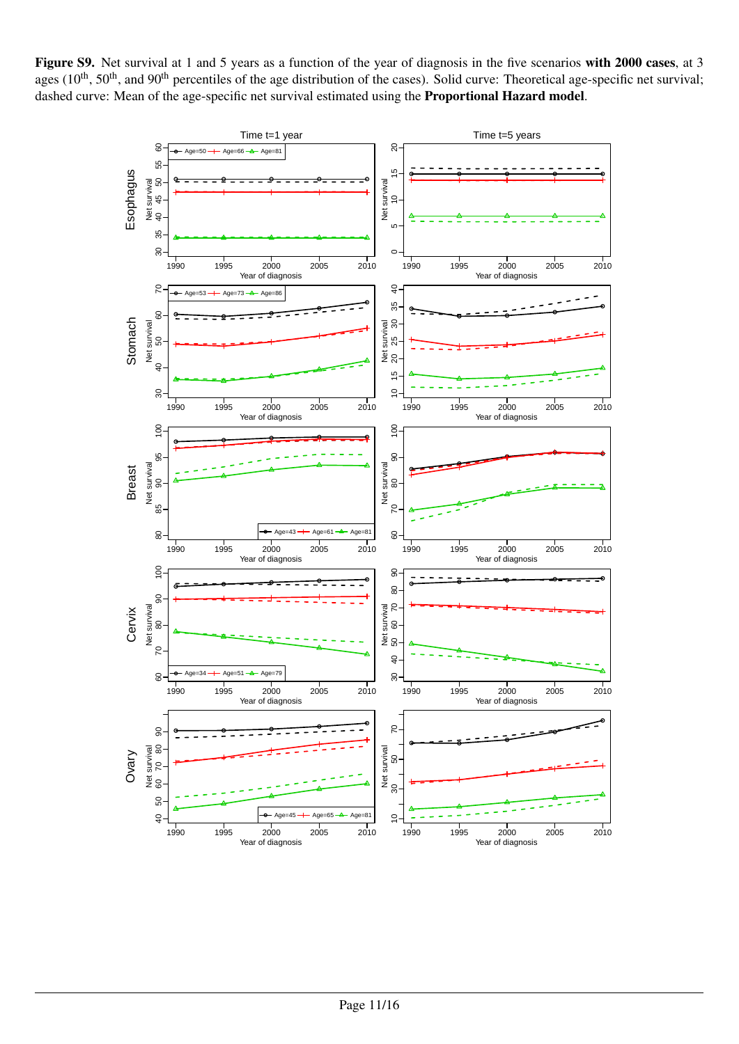**Figure S9.** Net survival at 1 and 5 years as a function of the year of diagnosis in the five scenarios **with 2000 cases**, at 3 ages (10[th], 50[th], and 90[th] percentiles of the age distribution of the cases). Solid curve: Theoretical age-specific net survival; dashed curve: Mean of the age-specific net survival estimated using the **Proportional Hazard model**.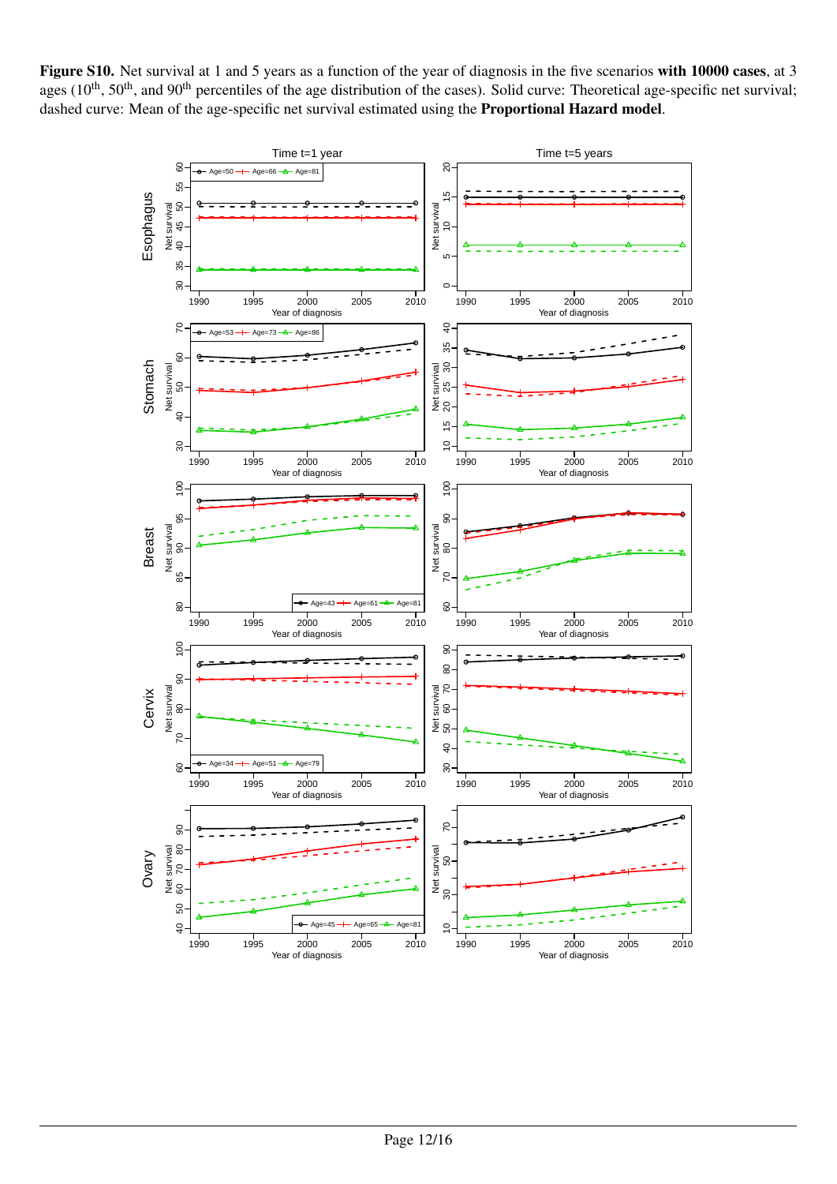**Figure S10.** Net survival at 1 and 5 years as a function of the year of diagnosis in the five scenarios **with 10000 cases**, at 3 ages (10[th], 50[th], and 90[th] percentiles of the age distribution of the cases). Solid curve: Theoretical age-specific net survival; dashed curve: Mean of the age-specific net survival estimated using the **Proportional Hazard model**.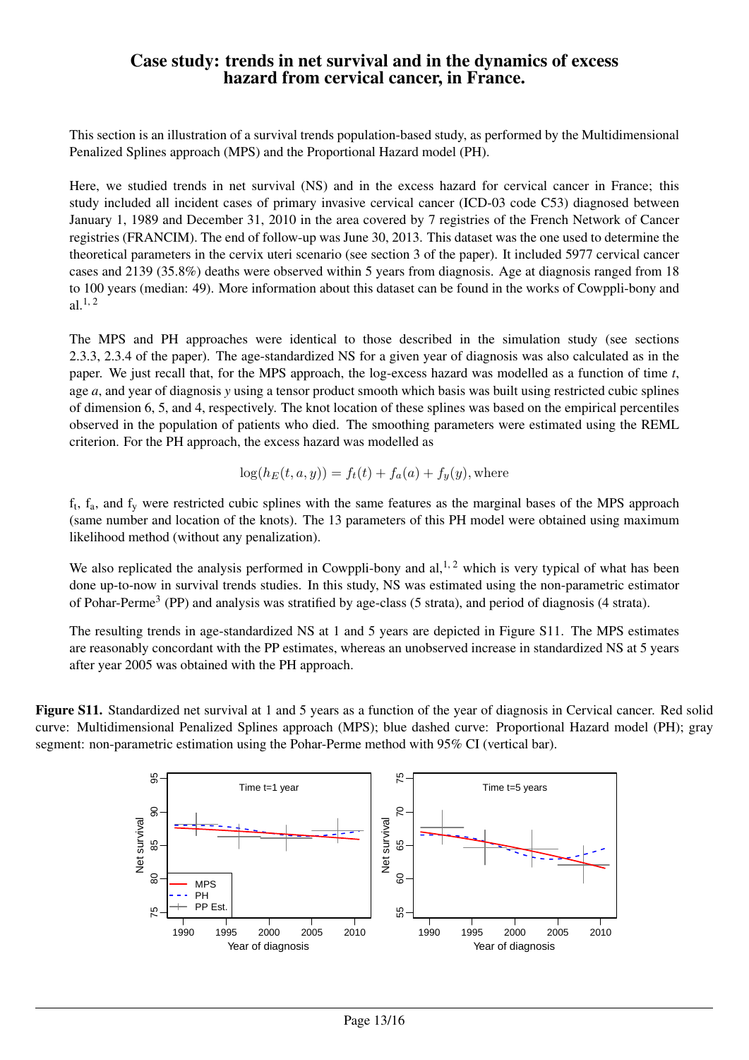# Case study: trends in net survival and in the dynamics of excess hazard from cervical cancer, in France.

This section is an illustration of a survival trends population-based study, as performed by the Multidimensional Penalized Splines approach (MPS) and the Proportional Hazard model (PH).

Here, we studied trends in net survival (NS) and in the excess hazard for cervical cancer in France; this study included all incident cases of primary invasive cervical cancer (ICD-03 code C53) diagnosed between January 1, 1989 and December 31, 2010 in the area covered by 7 registries of the French Network of Cancer registries (FRANCIM). The end of follow-up was June 30, 2013. This dataset was the one used to determine the theoretical parameters in the cervix uteri scenario (see section 3 of the paper). It included 5977 cervical cancer cases and 2139 (35.8%) deaths were observed within 5 years from diagnosis. Age at diagnosis ranged from 18 to 100 years (median: 49). More information about this dataset can be found in the works of Cowppli-bony and al.[1, 2]

The MPS and PH approaches were identical to those described in the simulation study (see sections 2.3.3, 2.3.4 of the paper). The age-standardized NS for a given year of diagnosis was also calculated as in the paper. We just recall that, for the MPS approach, the log-excess hazard was modelled as a function of time $t$, age $a$, and year of diagnosis $y$ using a tensor product smooth which basis was built using restricted cubic splines of dimension 6, 5, and 4, respectively. The knot location of these splines was based on the empirical percentiles observed in the population of patients who died. The smoothing parameters were estimated using the REML criterion. For the PH approach, the excess hazard was modelled as

$$\log(h_E(t,a,y)) = f_t(t) + f_a(a) + f_y(y), \text{where}$$

$f_t$, $f_a$, and $f_y$ were restricted cubic splines with the same features as the marginal bases of the MPS approach (same number and location of the knots). The 13 parameters of this PH model were obtained using maximum likelihood method (without any penalization).

We also replicated the analysis performed in Cowppli-bony and al,[1, 2] which is very typical of what has been done up-to-now in survival trends studies. In this study, NS was estimated using the non-parametric estimator of Pohar-Perme[3] (PP) and analysis was stratified by age-class (5 strata), and period of diagnosis (4 strata).

The resulting trends in age-standardized NS at 1 and 5 years are depicted in Figure S11. The MPS estimates are reasonably concordant with the PP estimates, whereas an unobserved increase in standardized NS at 5 years after year 2005 was obtained with the PH approach.

**Figure S11.** Standardized net survival at 1 and 5 years as a function of the year of diagnosis in Cervical cancer. Red solid curve: Multidimensional Penalized Splines approach (MPS); blue dashed curve: Proportional Hazard model (PH); gray segment: non-parametric estimation using the Pohar-Perme method with 95% CI (vertical bar).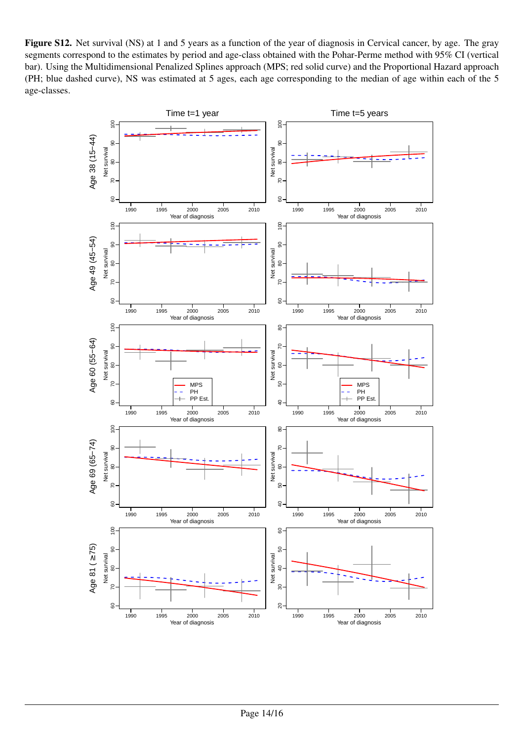**Figure S12.** Net survival (NS) at 1 and 5 years as a function of the year of diagnosis in Cervical cancer, by age. The gray segments correspond to the estimates by period and age-class obtained with the Pohar-Perme method with 95% CI (vertical bar). Using the Multidimensional Penalized Splines approach (MPS; red solid curve) and the Proportional Hazard approach (PH; blue dashed curve), NS was estimated at 5 ages, each age corresponding to the median of age within each of the 5 age-classes.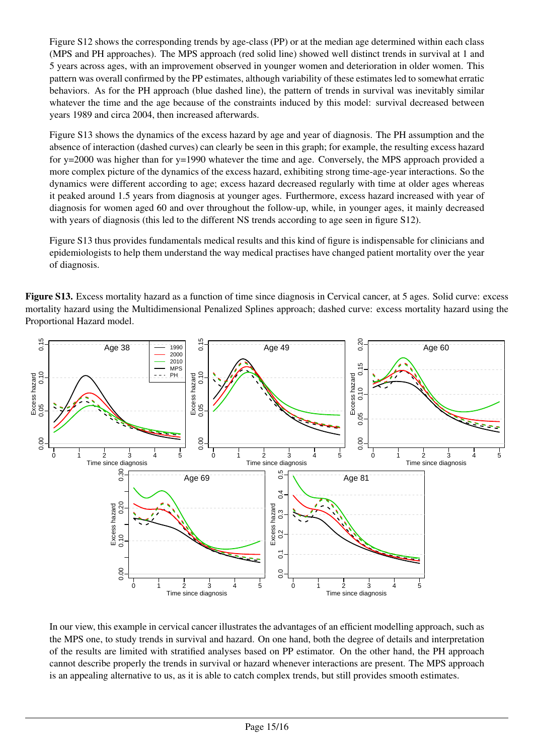Figure S12 shows the corresponding trends by age-class (PP) or at the median age determined within each class (MPS and PH approaches). The MPS approach (red solid line) showed well distinct trends in survival at 1 and 5 years across ages, with an improvement observed in younger women and deterioration in older women. This pattern was overall confirmed by the PP estimates, although variability of these estimates led to somewhat erratic behaviors. As for the PH approach (blue dashed line), the pattern of trends in survival was inevitably similar whatever the time and the age because of the constraints induced by this model: survival decreased between years 1989 and circa 2004, then increased afterwards.

Figure S13 shows the dynamics of the excess hazard by age and year of diagnosis. The PH assumption and the absence of interaction (dashed curves) can clearly be seen in this graph; for example, the resulting excess hazard for y=2000 was higher than for y=1990 whatever the time and age. Conversely, the MPS approach provided a more complex picture of the dynamics of the excess hazard, exhibiting strong time-age-year interactions. So the dynamics were different according to age; excess hazard decreased regularly with time at older ages whereas it peaked around 1.5 years from diagnosis at younger ages. Furthermore, excess hazard increased with year of diagnosis for women aged 60 and over throughout the follow-up, while, in younger ages, it mainly decreased with years of diagnosis (this led to the different NS trends according to age seen in figure S12).

Figure S13 thus provides fundamentals medical results and this kind of figure is indispensable for clinicians and epidemiologists to help them understand the way medical practises have changed patient mortality over the year of diagnosis.

**Figure S13.** Excess mortality hazard as a function of time since diagnosis in Cervical cancer, at 5 ages. Solid curve: excess mortality hazard using the Multidimensional Penalized Splines approach; dashed curve: excess mortality hazard using the Proportional Hazard model.

In our view, this example in cervical cancer illustrates the advantages of an efficient modelling approach, such as the MPS one, to study trends in survival and hazard. On one hand, both the degree of details and interpretation of the results are limited with stratified analyses based on PP estimator. On the other hand, the PH approach cannot describe properly the trends in survival or hazard whenever interactions are present. The MPS approach is an appealing alternative to us, as it is able to catch complex trends, but still provides smooth estimates.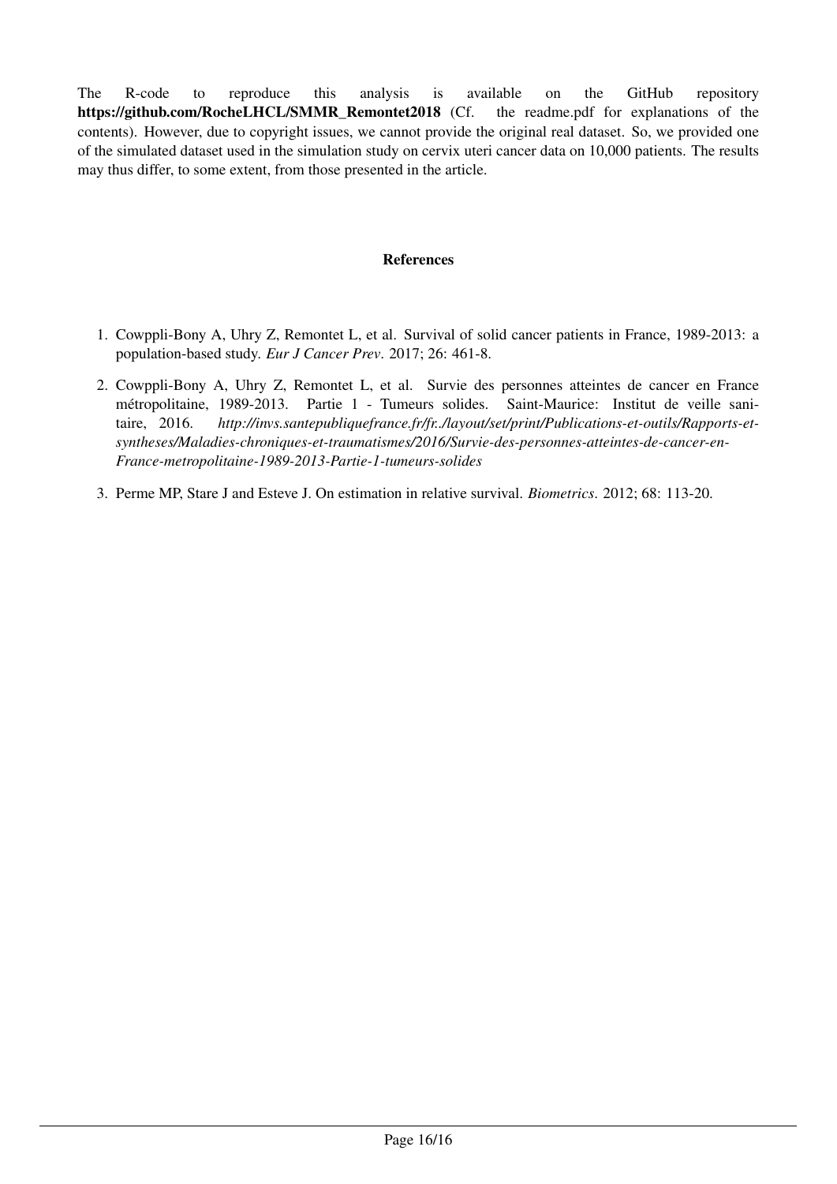The R-code to reproduce this analysis is available on the GitHub repository **https://github.com/RocheLHCL/SMMR_Remontet2018** (Cf. the readme.pdf for explanations of the contents). However, due to copyright issues, we cannot provide the original real dataset. So, we provided one of the simulated dataset used in the simulation study on cervix uteri cancer data on 10,000 patients. The results may thus differ, to some extent, from those presented in the article.

## References

1. Cowppli-Bony A, Uhry Z, Remontet L, et al. Survival of solid cancer patients in France, 1989-2013: a population-based study. *Eur J Cancer Prev*. 2017; 26: 461-8.

2. Cowppli-Bony A, Uhry Z, Remontet L, et al. Survie des personnes atteintes de cancer en France métropolitaine, 1989-2013. Partie 1 - Tumeurs solides. Saint-Maurice: Institut de veille sanitaire, 2016. *http://invs.santepubliquefrance.fr/fr../layout/set/print/Publications-et-outils/Rapports-et-syntheses/Maladies-chroniques-et-traumatismes/2016/Survie-des-personnes-atteintes-de-cancer-en-France-metropolitaine-1989-2013-Partie-1-tumeurs-solides*

3. Perme MP, Stare J and Esteve J. On estimation in relative survival. *Biometrics*. 2012; 68: 113-20.